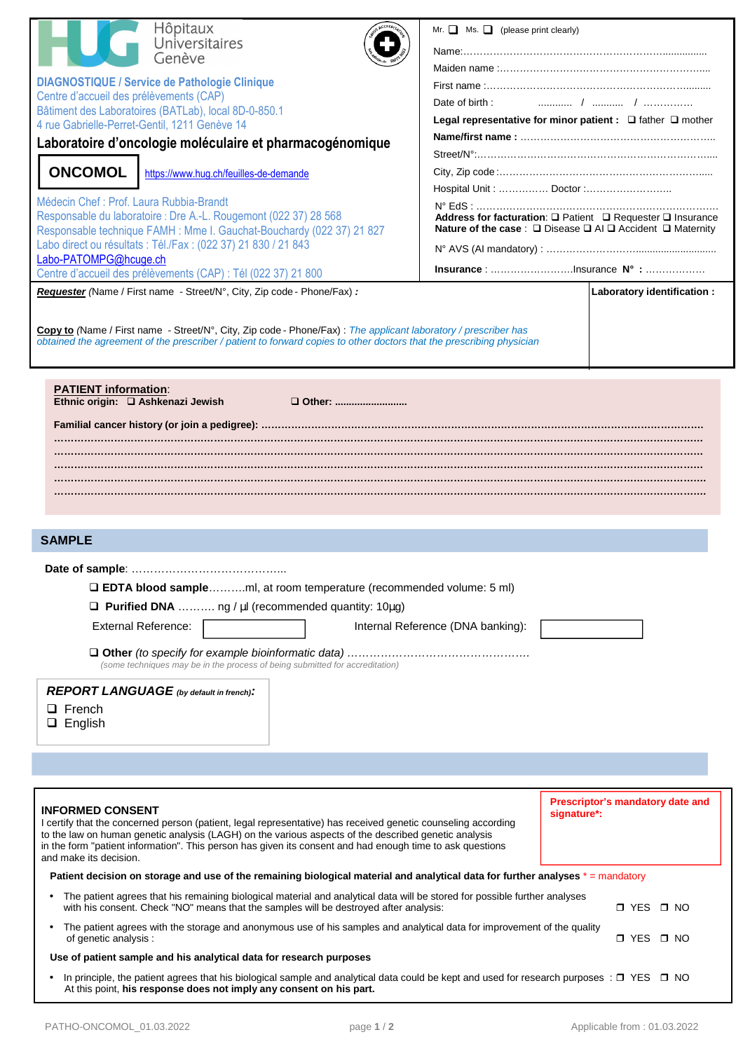Hôpitaux Universitaires Genève

**DIAGNOSTIQUE / Service de Pathologie Clinique**
Centre d'accueil des prélèvements (CAP)
Bâtiment des Laboratoires (BATLab), local 8D-0-850.1
4 rue Gabrielle-Perret-Gentil, 1211 Genève 14

## Laboratoire d'oncologie moléculaire et pharmacogénomique

**ONCOMOL** https://www.hug.ch/feuilles-de-demande

Médecin Chef : Prof. Laura Rubbia-Brandt
Responsable du laboratoire : Dre A.-L. Rougemont (022 37) 28 568
Responsable technique FAMH : Mme I. Gauchat-Bouchardy (022 37) 21 827
Labo direct ou résultats : Tél./Fax : (022 37) 21 830 / 21 843
Labo-PATOMPG@hcuge.ch
Centre d'accueil des prélèvements (CAP) : Tél (022 37) 21 800

Mr. ❑ Ms. ❑ (please print clearly)

Name:……………………………………………………………………..

Maiden name :……………………………………………………………

First name :………………………………………………………………

Date of birth : ………… / ……….. / ……………

**Legal representative for minor patient :** ❑ father ❑ mother

**Name/first name :** ……………………………………………………

Street/N°:…………………………………………………………………

City, Zip code :……………………………………………………………

Hospital Unit : …………… Doctor :……………………..

N° EdS : ……………………………………………………………………
**Address for facturation**: ❑ Patient ❑ Requester ❑ Insurance
**Nature of the case** : ❑ Disease ❑ AI ❑ Accident ❑ Maternity

N° AVS (AI mandatory) : ……………………………………………………

**Insurance** : …………………….Insurance **N° :** ………………

***Requester*** (Name / First name - Street/N°, City, Zip code - Phone/Fax) **:**

**Copy to** (Name / First name - Street/N°, City, Zip code - Phone/Fax) : *The applicant laboratory / prescriber has obtained the agreement of the prescriber / patient to forward copies to other doctors that the prescribing physician*

**Laboratory identification :**

**PATIENT information**:
**Ethnic origin:** ❑ **Ashkenazi Jewish** ❑ **Other:** ………………………

**Familial cancer history (or join a pedigree):** ……………………………………………………………………………………………
……………………………………………………………………………………………………………………………………………
……………………………………………………………………………………………………………………………………………
……………………………………………………………………………………………………………………………………………
……………………………………………………………………………………………………………………………………………
……………………………………………………………………………………………………………………………………………

## SAMPLE

**Date of sample**: …………………………………..

❑ **EDTA blood sample**……….ml, at room temperature (recommended volume: 5 ml)

❑ **Purified DNA** ………. ng / µl (recommended quantity: 10µg)

External Reference: [          ]   Internal Reference (DNA banking): [          ]

❑ **Other** *(to specify for example bioinformatic data)* ……………………………………………
*(some techniques may be in the process of being submitted for accreditation)*

***REPORT LANGUAGE*** ***(by default in french)*:**
❑ French
❑ English

**INFORMED CONSENT**
I certify that the concerned person (patient, legal representative) has received genetic counseling according to the law on human genetic analysis (LAGH) on the various aspects of the described genetic analysis in the form "patient information". This person has given its consent and had enough time to ask questions and make its decision.

**Prescriptor's mandatory date and signature*:**

**Patient decision on storage and use of the remaining biological material and analytical data for further analyses** * = mandatory

- The patient agrees that his remaining biological material and analytical data will be stored for possible further analyses with his consent. Check "NO" means that the samples will be destroyed after analysis: ❒ YES ❒ NO
- The patient agrees with the storage and anonymous use of his samples and analytical data for improvement of the quality of genetic analysis : ❒ YES ❒ NO

**Use of patient sample and his analytical data for research purposes**

- In principle, the patient agrees that his biological sample and analytical data could be kept and used for research purposes : ❒ YES ❒ NO
  At this point, **his response does not imply any consent on his part.**

PATHO-ONCOMOL_01.03.2022    Applicable from : 01.03.2022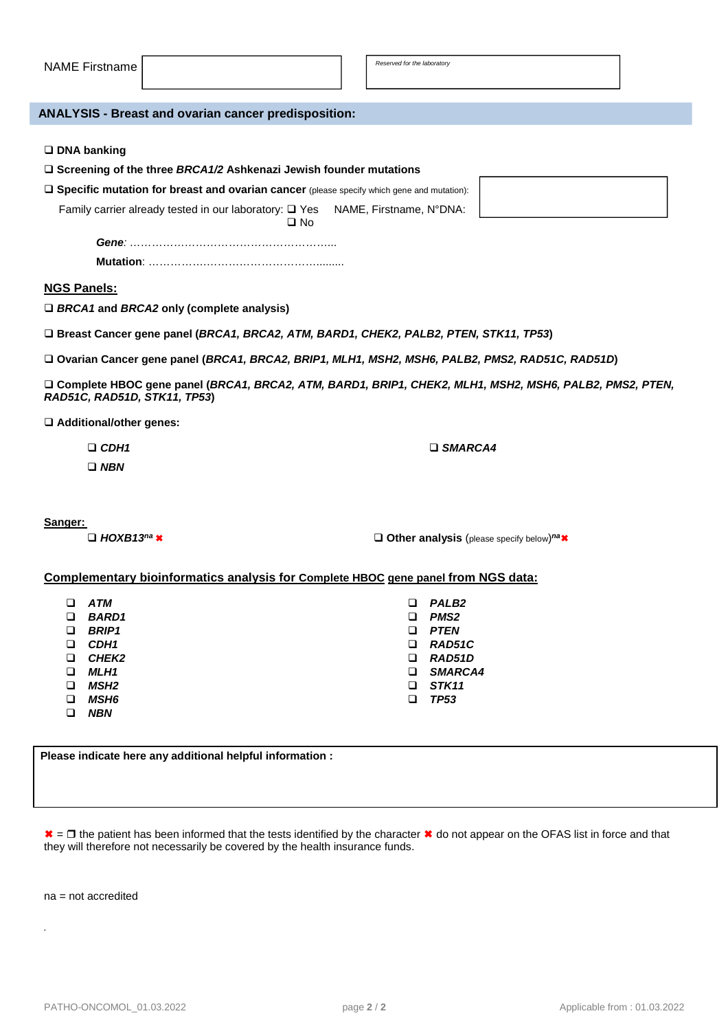NAME Firstname

*Reserved for the laboratory*

## ANALYSIS - Breast and ovarian cancer predisposition:

- ❑ **DNA banking**
- ❑ **Screening of the three *BRCA1/2* Ashkenazi Jewish founder mutations**
- ❑ **Specific mutation for breast and ovarian cancer** (please specify which gene and mutation):

  Family carrier already tested in our laboratory: ❑ Yes ❑ No NAME, Firstname, N°DNA:

  ***Gene**: …………………………………………………..*

  **Mutation**: ……………………………………………........

**NGS Panels:**

❑ ***BRCA1* and *BRCA2* only (complete analysis)**

❑ **Breast Cancer gene panel (*BRCA1, BRCA2, ATM, BARD1, CHEK2, PALB2, PTEN, STK11, TP53*)**

❑ **Ovarian Cancer gene panel (*BRCA1, BRCA2, BRIP1, MLH1, MSH2, MSH6, PALB2, PMS2, RAD51C, RAD51D*)**

❑ **Complete HBOC gene panel (*BRCA1, BRCA2, ATM, BARD1, BRIP1, CHEK2, MLH1, MSH2, MSH6, PALB2, PMS2, PTEN, RAD51C, RAD51D, STK11, TP53*)**

❑ **Additional/other genes:**

- ❑ ***CDH1***
- ❑ ***NBN***
- ❑ ***SMARCA4***

**Sanger:**

- ❑ ***HOXB13*** *na* ✖
- ❑ **Other analysis** (please specify below) *na* ✖

**Complementary bioinformatics analysis for Complete HBOC gene panel from NGS data:**

- ❑ ***ATM***
- ❑ ***BARD1***
- ❑ ***BRIP1***
- ❑ ***CDH1***
- ❑ ***CHEK2***
- ❑ ***MLH1***
- ❑ ***MSH2***
- ❑ ***MSH6***
- ❑ ***NBN***
- ❑ ***PALB2***
- ❑ ***PMS2***
- ❑ ***PTEN***
- ❑ ***RAD51C***
- ❑ ***RAD51D***
- ❑ ***SMARCA4***
- ❑ ***STK11***
- ❑ ***TP53***

**Please indicate here any additional helpful information :**

✖ = ❒ the patient has been informed that the tests identified by the character ✖ do not appear on the OFAS list in force and that they will therefore not necessarily be covered by the health insurance funds.

na = not accredited

PATHO-ONCOMOL_01.03.2022 Applicable from : 01.03.2022